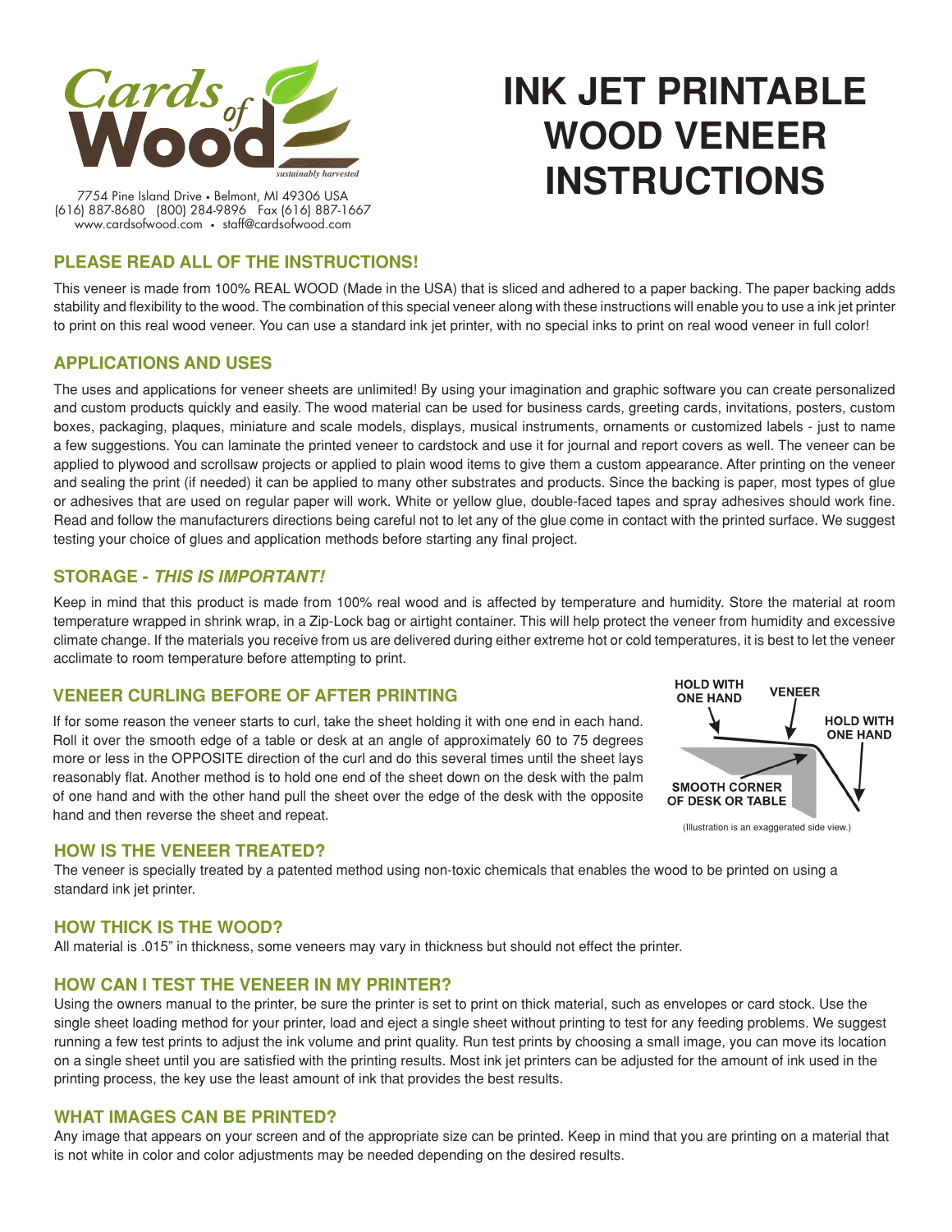Cards of Wood
sustainably harvested

7754 Pine Island Drive • Belmont, MI 49306 USA
(616) 887-8680 (800) 284-9896 Fax (616) 887-1667
www.cardsofwood.com • staff@cardsofwood.com

# INK JET PRINTABLE WOOD VENEER INSTRUCTIONS

## PLEASE READ ALL OF THE INSTRUCTIONS!

This veneer is made from 100% REAL WOOD (Made in the USA) that is sliced and adhered to a paper backing. The paper backing adds stability and flexibility to the wood. The combination of this special veneer along with these instructions will enable you to use a ink jet printer to print on this real wood veneer. You can use a standard ink jet printer, with no special inks to print on real wood veneer in full color!

## APPLICATIONS AND USES

The uses and applications for veneer sheets are unlimited! By using your imagination and graphic software you can create personalized and custom products quickly and easily. The wood material can be used for business cards, greeting cards, invitations, posters, custom boxes, packaging, plaques, miniature and scale models, displays, musical instruments, ornaments or customized labels - just to name a few suggestions. You can laminate the printed veneer to cardstock and use it for journal and report covers as well. The veneer can be applied to plywood and scrollsaw projects or applied to plain wood items to give them a custom appearance. After printing on the veneer and sealing the print (if needed) it can be applied to many other substrates and products. Since the backing is paper, most types of glue or adhesives that are used on regular paper will work. White or yellow glue, double-faced tapes and spray adhesives should work fine. Read and follow the manufacturers directions being careful not to let any of the glue come in contact with the printed surface. We suggest testing your choice of glues and application methods before starting any final project.

## STORAGE - *THIS IS IMPORTANT!*

Keep in mind that this product is made from 100% real wood and is affected by temperature and humidity. Store the material at room temperature wrapped in shrink wrap, in a Zip-Lock bag or airtight container. This will help protect the veneer from humidity and excessive climate change. If the materials you receive from us are delivered during either extreme hot or cold temperatures, it is best to let the veneer acclimate to room temperature before attempting to print.

## VENEER CURLING BEFORE OF AFTER PRINTING

If for some reason the veneer starts to curl, take the sheet holding it with one end in each hand. Roll it over the smooth edge of a table or desk at an angle of approximately 60 to 75 degrees more or less in the OPPOSITE direction of the curl and do this several times until the sheet lays reasonably flat. Another method is to hold one end of the sheet down on the desk with the palm of one hand and with the other hand pull the sheet over the edge of the desk with the opposite hand and then reverse the sheet and repeat.

HOLD WITH ONE HAND — VENEER — HOLD WITH ONE HAND — SMOOTH CORNER OF DESK OR TABLE

(Illustration is an exaggerated side view.)

## HOW IS THE VENEER TREATED?

The veneer is specially treated by a patented method using non-toxic chemicals that enables the wood to be printed on using a standard ink jet printer.

## HOW THICK IS THE WOOD?

All material is .015" in thickness, some veneers may vary in thickness but should not effect the printer.

## HOW CAN I TEST THE VENEER IN MY PRINTER?

Using the owners manual to the printer, be sure the printer is set to print on thick material, such as envelopes or card stock. Use the single sheet loading method for your printer, load and eject a single sheet without printing to test for any feeding problems. We suggest running a few test prints to adjust the ink volume and print quality. Run test prints by choosing a small image, you can move its location on a single sheet until you are satisfied with the printing results. Most ink jet printers can be adjusted for the amount of ink used in the printing process, the key use the least amount of ink that provides the best results.

## WHAT IMAGES CAN BE PRINTED?

Any image that appears on your screen and of the appropriate size can be printed. Keep in mind that you are printing on a material that is not white in color and color adjustments may be needed depending on the desired results.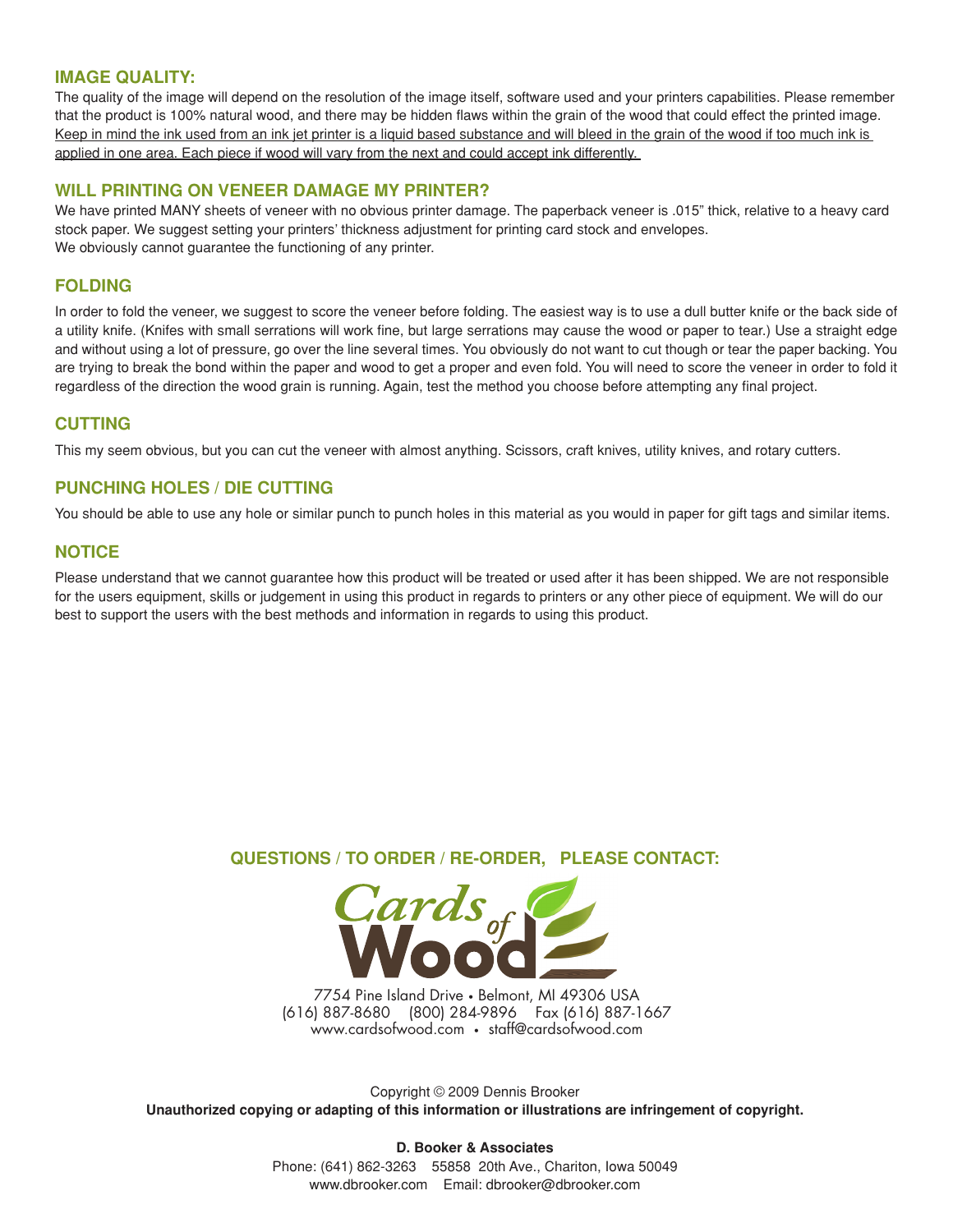## IMAGE QUALITY:

The quality of the image will depend on the resolution of the image itself, software used and your printers capabilities. Please remember that the product is 100% natural wood, and there may be hidden flaws within the grain of the wood that could effect the printed image. <u>Keep in mind the ink used from an ink jet printer is a liquid based substance and will bleed in the grain of the wood if too much ink is applied in one area. Each piece if wood will vary from the next and could accept ink differently.</u>

## WILL PRINTING ON VENEER DAMAGE MY PRINTER?

We have printed MANY sheets of veneer with no obvious printer damage. The paperback veneer is .015" thick, relative to a heavy card stock paper. We suggest setting your printers' thickness adjustment for printing card stock and envelopes.
We obviously cannot guarantee the functioning of any printer.

## FOLDING

In order to fold the veneer, we suggest to score the veneer before folding. The easiest way is to use a dull butter knife or the back side of a utility knife. (Knifes with small serrations will work fine, but large serrations may cause the wood or paper to tear.) Use a straight edge and without using a lot of pressure, go over the line several times. You obviously do not want to cut though or tear the paper backing. You are trying to break the bond within the paper and wood to get a proper and even fold. You will need to score the veneer in order to fold it regardless of the direction the wood grain is running. Again, test the method you choose before attempting any final project.

## CUTTING

This my seem obvious, but you can cut the veneer with almost anything. Scissors, craft knives, utility knives, and rotary cutters.

## PUNCHING HOLES / DIE CUTTING

You should be able to use any hole or similar punch to punch holes in this material as you would in paper for gift tags and similar items.

## NOTICE

Please understand that we cannot guarantee how this product will be treated or used after it has been shipped. We are not responsible for the users equipment, skills or judgement in using this product in regards to printers or any other piece of equipment. We will do our best to support the users with the best methods and information in regards to using this product.

**QUESTIONS / TO ORDER / RE-ORDER, PLEASE CONTACT:**

Cards of Wood

7754 Pine Island Drive • Belmont, MI 49306 USA
(616) 887-8680 (800) 284-9896 Fax (616) 887-1667
www.cardsofwood.com • staff@cardsofwood.com

Copyright © 2009 Dennis Brooker
**Unauthorized copying or adapting of this information or illustrations are infringement of copyright.**

**D. Booker & Associates**
Phone: (641) 862-3263 55858 20th Ave., Chariton, Iowa 50049
www.dbrooker.com Email: dbrooker@dbrooker.com